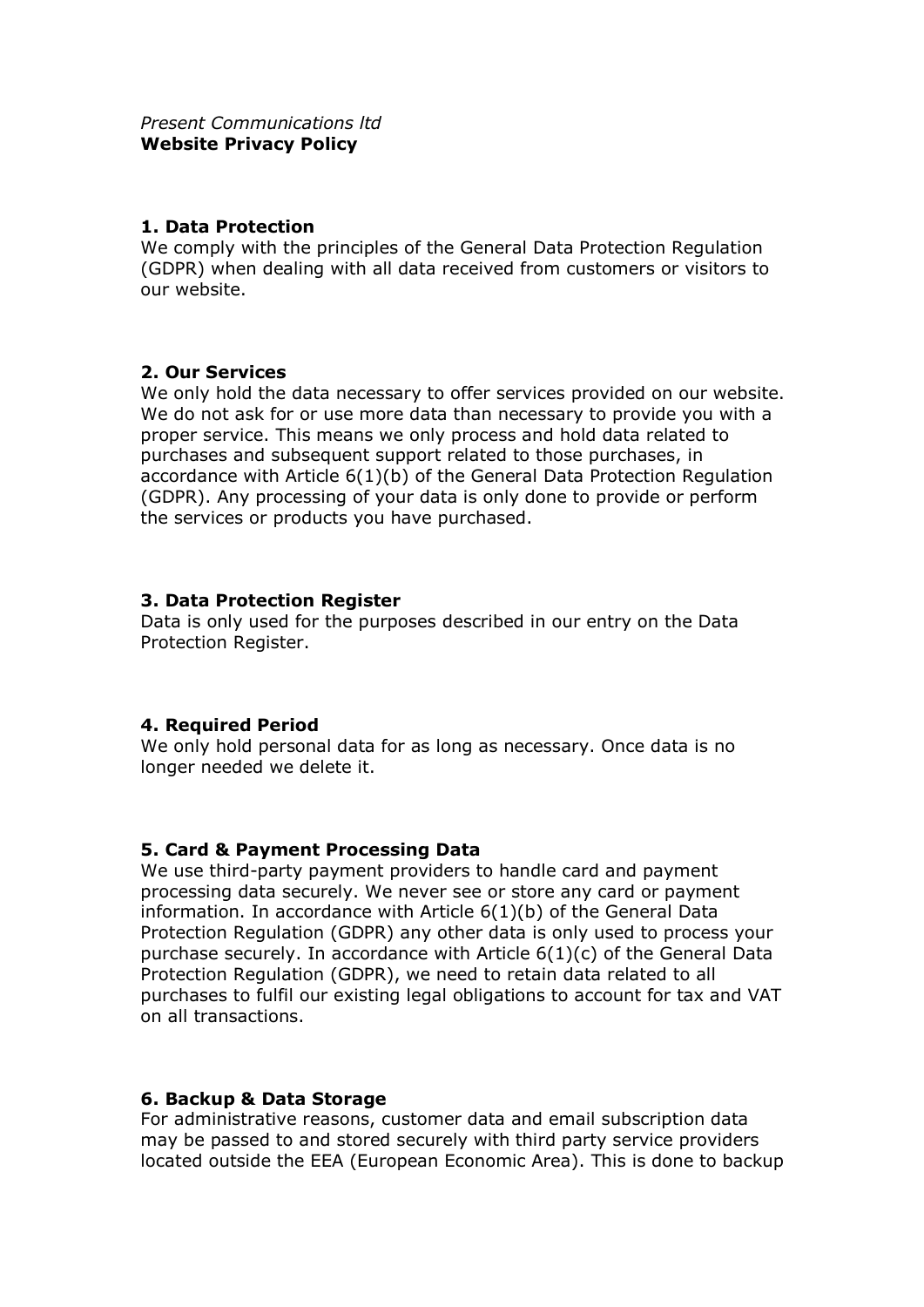*Present Communications ltd*
**Website Privacy Policy**

## 1. Data Protection

We comply with the principles of the General Data Protection Regulation (GDPR) when dealing with all data received from customers or visitors to our website.

## 2. Our Services

We only hold the data necessary to offer services provided on our website. We do not ask for or use more data than necessary to provide you with a proper service. This means we only process and hold data related to purchases and subsequent support related to those purchases, in accordance with Article 6(1)(b) of the General Data Protection Regulation (GDPR). Any processing of your data is only done to provide or perform the services or products you have purchased.

## 3. Data Protection Register

Data is only used for the purposes described in our entry on the Data Protection Register.

## 4. Required Period

We only hold personal data for as long as necessary. Once data is no longer needed we delete it.

## 5. Card & Payment Processing Data

We use third-party payment providers to handle card and payment processing data securely. We never see or store any card or payment information. In accordance with Article 6(1)(b) of the General Data Protection Regulation (GDPR) any other data is only used to process your purchase securely. In accordance with Article 6(1)(c) of the General Data Protection Regulation (GDPR), we need to retain data related to all purchases to fulfil our existing legal obligations to account for tax and VAT on all transactions.

## 6. Backup & Data Storage

For administrative reasons, customer data and email subscription data may be passed to and stored securely with third party service providers located outside the EEA (European Economic Area). This is done to backup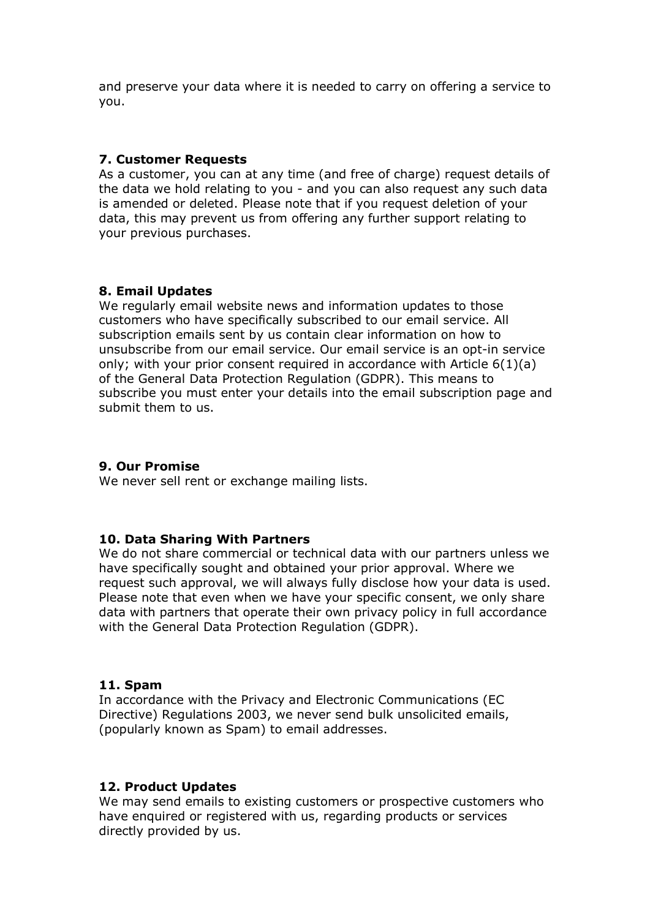and preserve your data where it is needed to carry on offering a service to you.

### 7. Customer Requests

As a customer, you can at any time (and free of charge) request details of the data we hold relating to you - and you can also request any such data is amended or deleted. Please note that if you request deletion of your data, this may prevent us from offering any further support relating to your previous purchases.

### 8. Email Updates

We regularly email website news and information updates to those customers who have specifically subscribed to our email service. All subscription emails sent by us contain clear information on how to unsubscribe from our email service. Our email service is an opt-in service only; with your prior consent required in accordance with Article 6(1)(a) of the General Data Protection Regulation (GDPR). This means to subscribe you must enter your details into the email subscription page and submit them to us.

### 9. Our Promise

We never sell rent or exchange mailing lists.

### 10. Data Sharing With Partners

We do not share commercial or technical data with our partners unless we have specifically sought and obtained your prior approval. Where we request such approval, we will always fully disclose how your data is used. Please note that even when we have your specific consent, we only share data with partners that operate their own privacy policy in full accordance with the General Data Protection Regulation (GDPR).

### 11. Spam

In accordance with the Privacy and Electronic Communications (EC Directive) Regulations 2003, we never send bulk unsolicited emails, (popularly known as Spam) to email addresses.

### 12. Product Updates

We may send emails to existing customers or prospective customers who have enquired or registered with us, regarding products or services directly provided by us.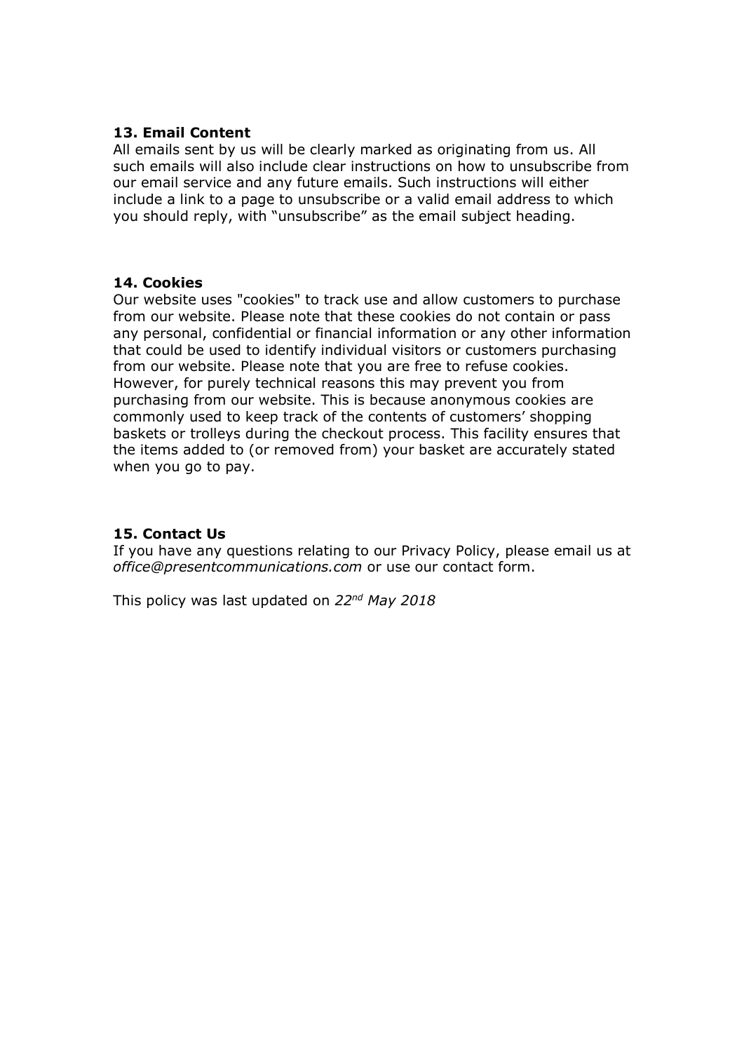## 13. Email Content

All emails sent by us will be clearly marked as originating from us. All such emails will also include clear instructions on how to unsubscribe from our email service and any future emails. Such instructions will either include a link to a page to unsubscribe or a valid email address to which you should reply, with "unsubscribe" as the email subject heading.

## 14. Cookies

Our website uses "cookies" to track use and allow customers to purchase from our website. Please note that these cookies do not contain or pass any personal, confidential or financial information or any other information that could be used to identify individual visitors or customers purchasing from our website. Please note that you are free to refuse cookies. However, for purely technical reasons this may prevent you from purchasing from our website. This is because anonymous cookies are commonly used to keep track of the contents of customers' shopping baskets or trolleys during the checkout process. This facility ensures that the items added to (or removed from) your basket are accurately stated when you go to pay.

## 15. Contact Us

If you have any questions relating to our Privacy Policy, please email us at *office@presentcommunications.com* or use our contact form.

This policy was last updated on *22nd May 2018*